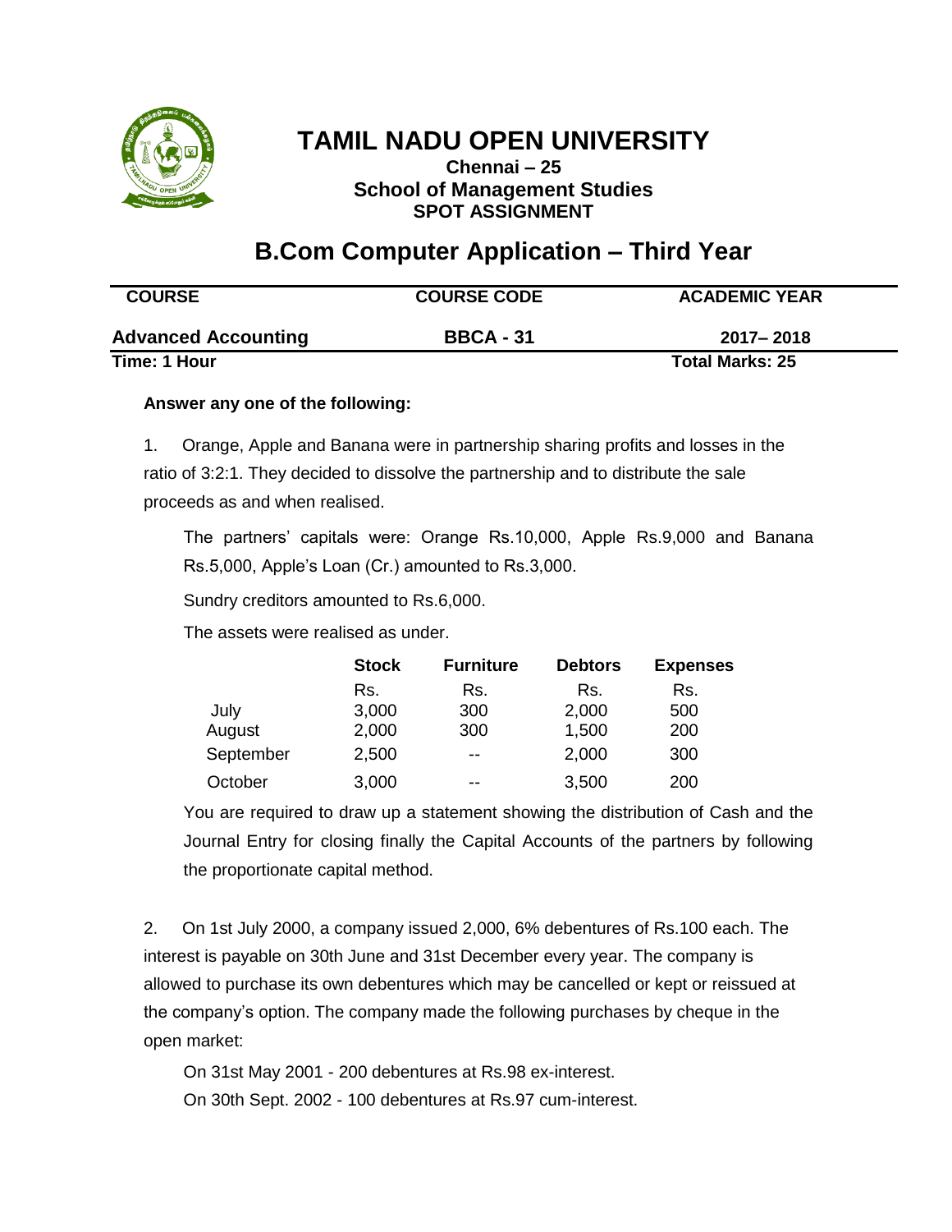# TAMIL NADU OPEN UNIVERSITY

**Chennai – 25**
**School of Management Studies**
**SPOT ASSIGNMENT**

## B.Com Computer Application – Third Year

| COURSE | COURSE CODE | ACADEMIC YEAR |
|---|---|---|
| **Advanced Accounting** | **BBCA - 31** | **2017– 2018** |

**Time: 1 Hour** | **Total Marks: 25**

**Answer any one of the following:**

1. Orange, Apple and Banana were in partnership sharing profits and losses in the ratio of 3:2:1. They decided to dissolve the partnership and to distribute the sale proceeds as and when realised.

   The partners' capitals were: Orange Rs.10,000, Apple Rs.9,000 and Banana Rs.5,000, Apple's Loan (Cr.) amounted to Rs.3,000.

   Sundry creditors amounted to Rs.6,000.

   The assets were realised as under.

   | | Stock | Furniture | Debtors | Expenses |
   |---|---|---|---|---|
   | | Rs. | Rs. | Rs. | Rs. |
   | July | 3,000 | 300 | 2,000 | 500 |
   | August | 2,000 | 300 | 1,500 | 200 |
   | September | 2,500 | -- | 2,000 | 300 |
   | October | 3,000 | -- | 3,500 | 200 |

   You are required to draw up a statement showing the distribution of Cash and the Journal Entry for closing finally the Capital Accounts of the partners by following the proportionate capital method.

2. On 1st July 2000, a company issued 2,000, 6% debentures of Rs.100 each. The interest is payable on 30th June and 31st December every year. The company is allowed to purchase its own debentures which may be cancelled or kept or reissued at the company's option. The company made the following purchases by cheque in the open market:

   On 31st May 2001 - 200 debentures at Rs.98 ex-interest.
   On 30th Sept. 2002 - 100 debentures at Rs.97 cum-interest.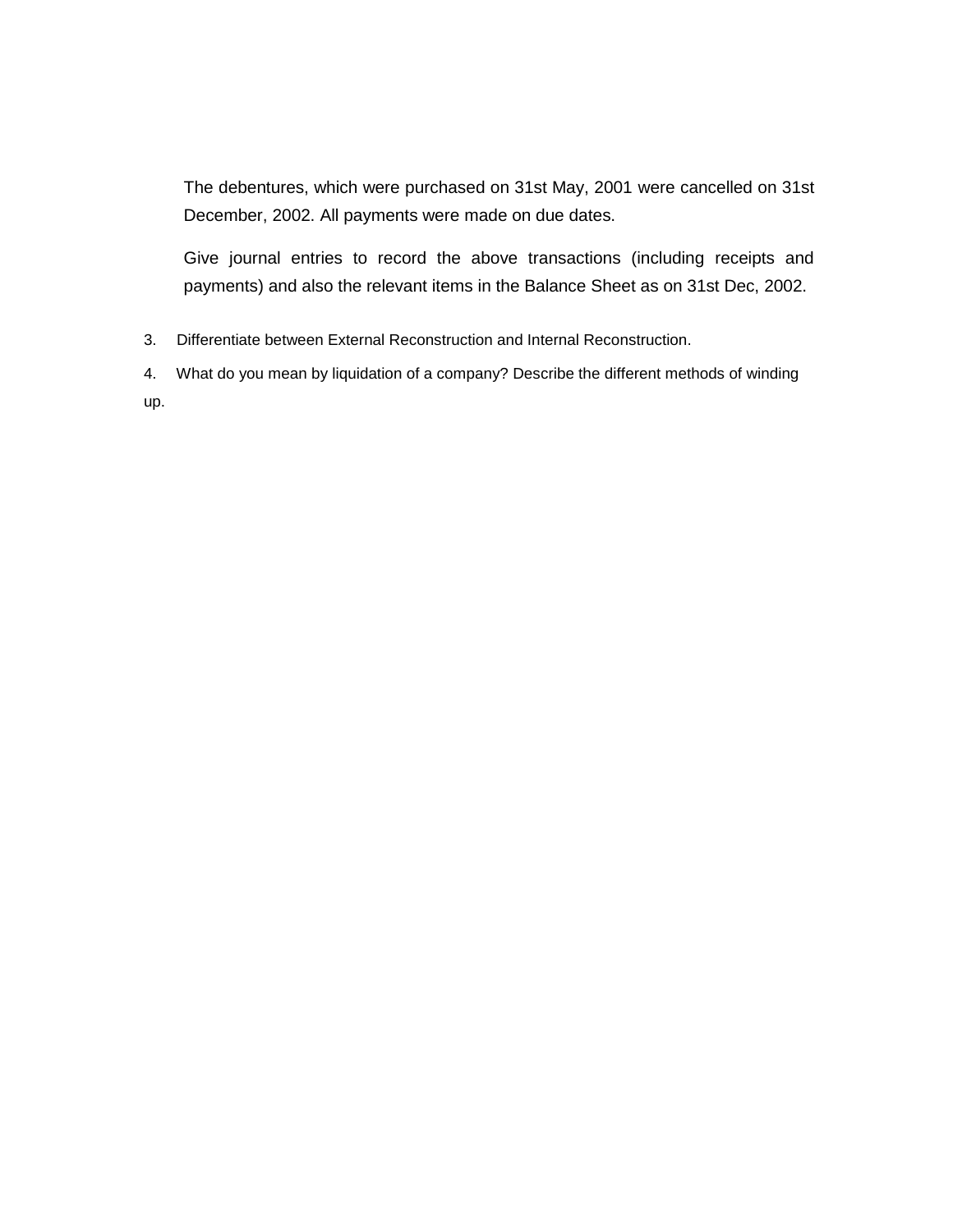The debentures, which were purchased on 31st May, 2001 were cancelled on 31st December, 2002. All payments were made on due dates.

Give journal entries to record the above transactions (including receipts and payments) and also the relevant items in the Balance Sheet as on 31st Dec, 2002.

3. Differentiate between External Reconstruction and Internal Reconstruction.

4. What do you mean by liquidation of a company? Describe the different methods of winding up.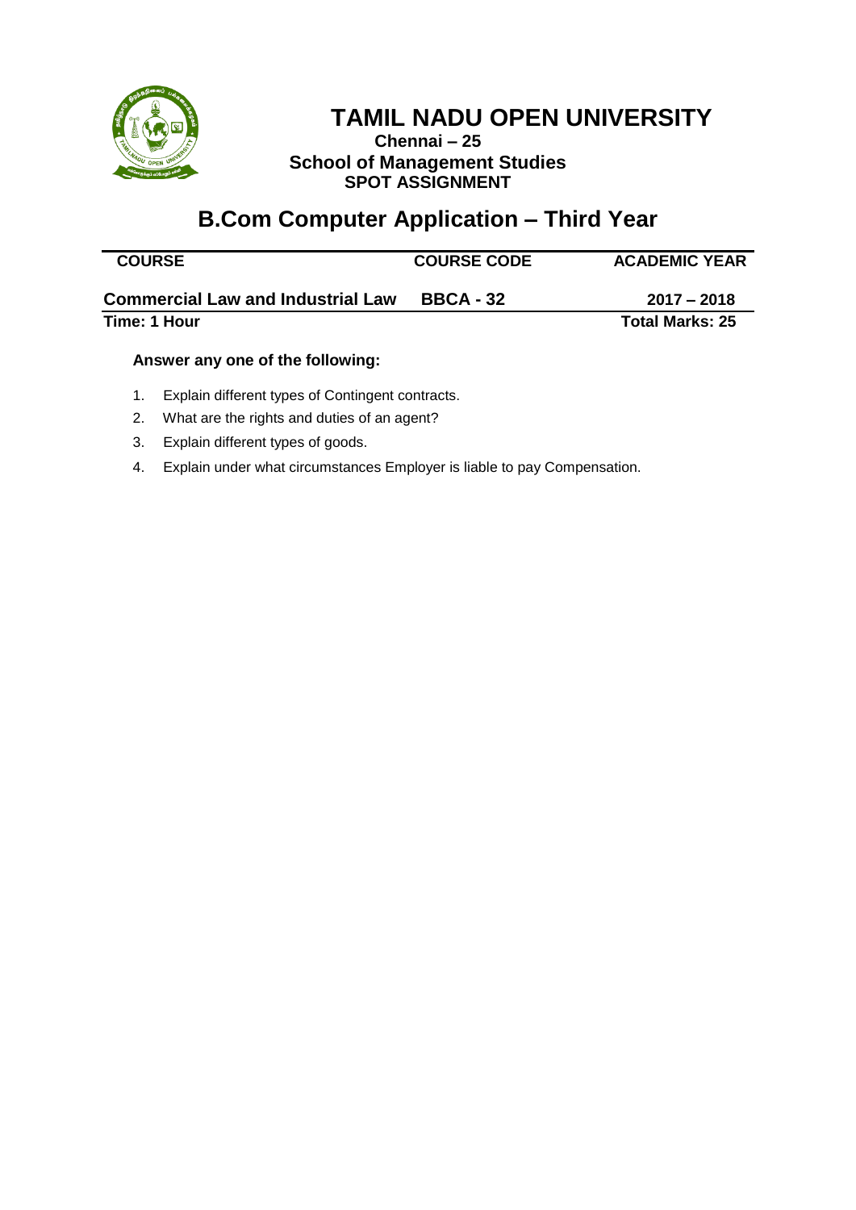# TAMIL NADU OPEN UNIVERSITY

**Chennai – 25**

**School of Management Studies**

**SPOT ASSIGNMENT**

## B.Com Computer Application – Third Year

| COURSE | COURSE CODE | ACADEMIC YEAR |
|---|---|---|
| **Commercial Law and Industrial Law** | **BBCA - 32** | **2017 – 2018** |

**Time: 1 Hour** | **Total Marks: 25**

**Answer any one of the following:**

1. Explain different types of Contingent contracts.
2. What are the rights and duties of an agent?
3. Explain different types of goods.
4. Explain under what circumstances Employer is liable to pay Compensation.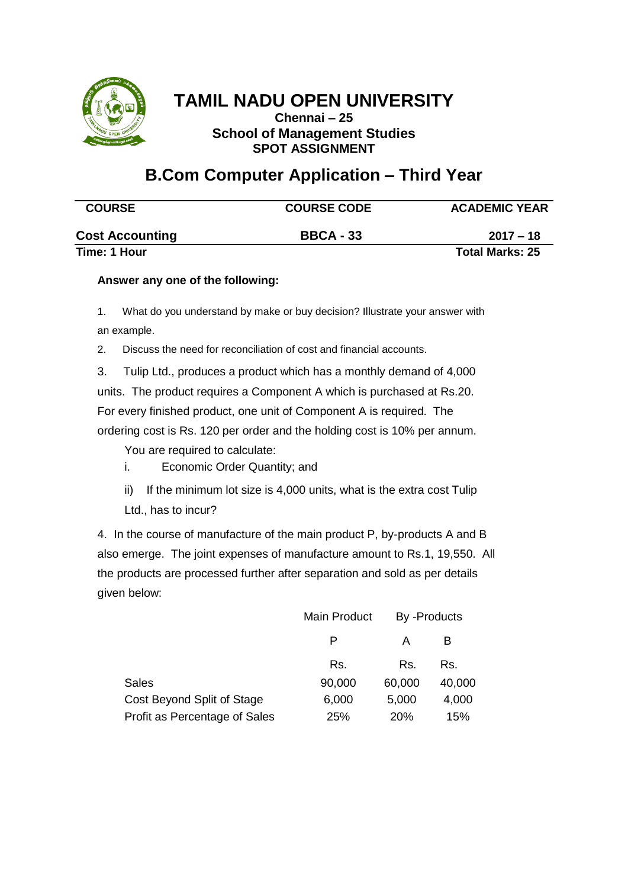# TAMIL NADU OPEN UNIVERSITY

**Chennai – 25**
**School of Management Studies**
**SPOT ASSIGNMENT**

## B.Com Computer Application – Third Year

| COURSE | COURSE CODE | ACADEMIC YEAR |
|---|---|---|
| **Cost Accounting** | **BBCA - 33** | **2017 – 18** |

**Time: 1 Hour** **Total Marks: 25**

**Answer any one of the following:**

1. What do you understand by make or buy decision? Illustrate your answer with an example.

2. Discuss the need for reconciliation of cost and financial accounts.

3. Tulip Ltd., produces a product which has a monthly demand of 4,000 units. The product requires a Component A which is purchased at Rs.20. For every finished product, one unit of Component A is required. The ordering cost is Rs. 120 per order and the holding cost is 10% per annum.

   You are required to calculate:

   i. Economic Order Quantity; and

   ii) If the minimum lot size is 4,000 units, what is the extra cost Tulip Ltd., has to incur?

4. In the course of manufacture of the main product P, by-products A and B also emerge. The joint expenses of manufacture amount to Rs.1, 19,550. All the products are processed further after separation and sold as per details given below:

| | Main Product | By -Products | |
|---|---|---|---|
| | P | A | B |
| | Rs. | Rs. | Rs. |
| Sales | 90,000 | 60,000 | 40,000 |
| Cost Beyond Split of Stage | 6,000 | 5,000 | 4,000 |
| Profit as Percentage of Sales | 25% | 20% | 15% |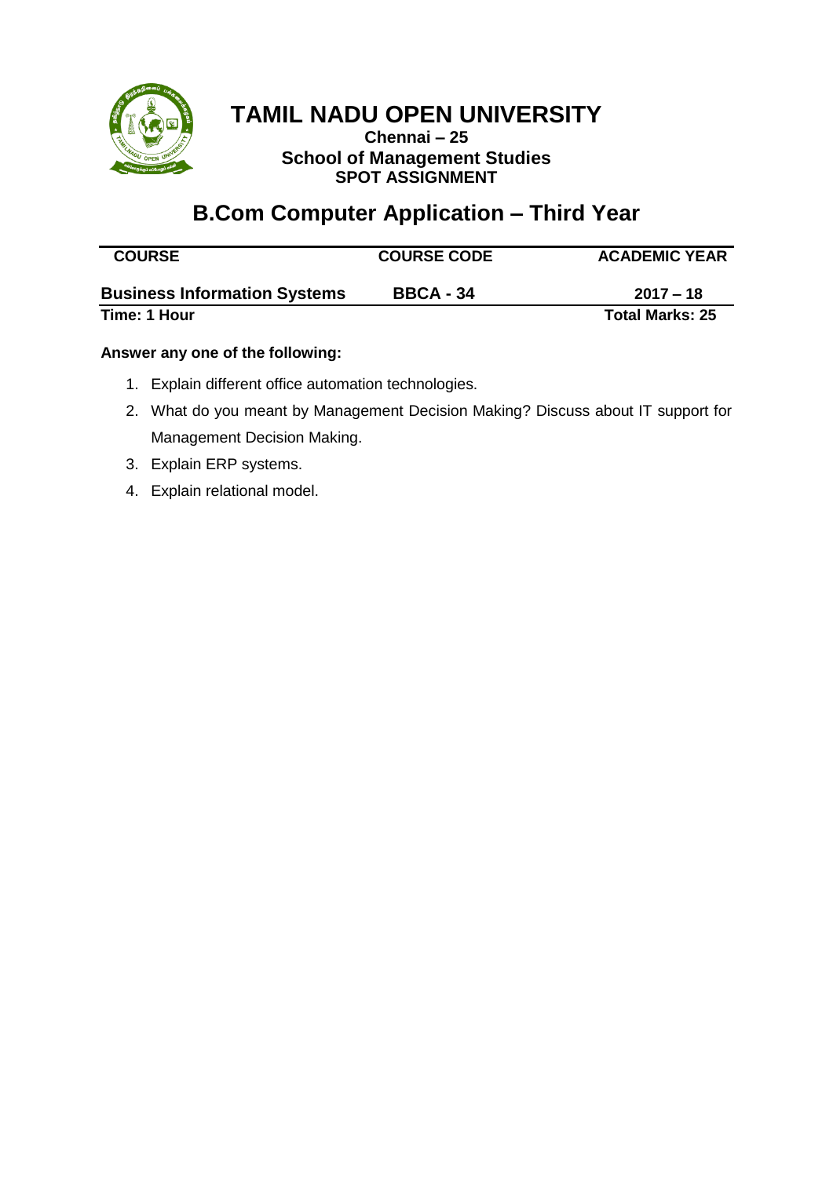# TAMIL NADU OPEN UNIVERSITY

**Chennai – 25**

**School of Management Studies**

**SPOT ASSIGNMENT**

## B.Com Computer Application – Third Year

| COURSE | COURSE CODE | ACADEMIC YEAR |
|---|---|---|
| **Business Information Systems** | **BBCA - 34** | **2017 – 18** |

**Time: 1 Hour** **Total Marks: 25**

**Answer any one of the following:**

1. Explain different office automation technologies.
2. What do you meant by Management Decision Making? Discuss about IT support for Management Decision Making.
3. Explain ERP systems.
4. Explain relational model.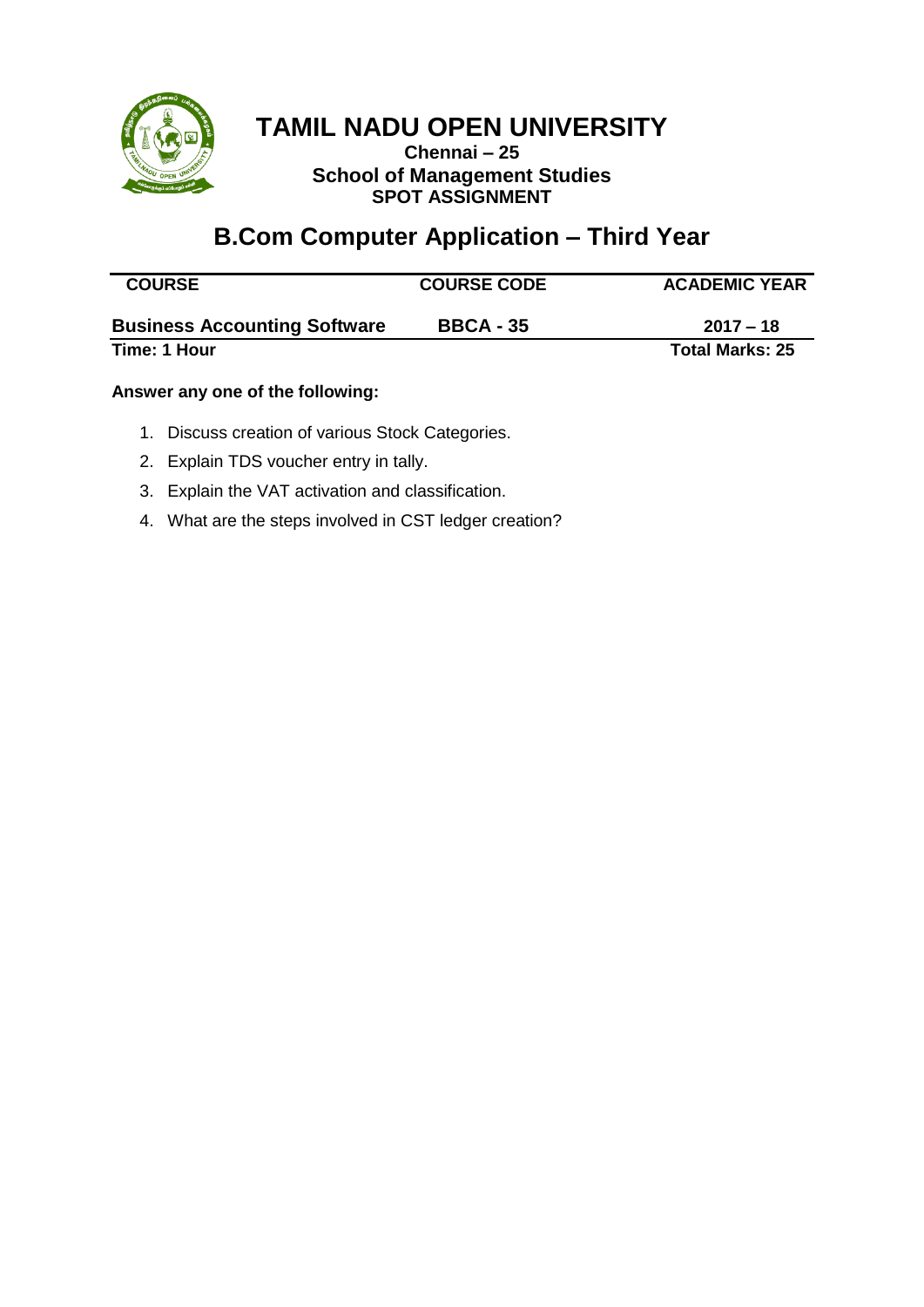# TAMIL NADU OPEN UNIVERSITY

**Chennai – 25**

**School of Management Studies**

**SPOT ASSIGNMENT**

## B.Com Computer Application – Third Year

| COURSE | COURSE CODE | ACADEMIC YEAR |
|---|---|---|
| **Business Accounting Software** | **BBCA - 35** | **2017 – 18** |

**Time: 1 Hour** **Total Marks: 25**

**Answer any one of the following:**

1. Discuss creation of various Stock Categories.
2. Explain TDS voucher entry in tally.
3. Explain the VAT activation and classification.
4. What are the steps involved in CST ledger creation?